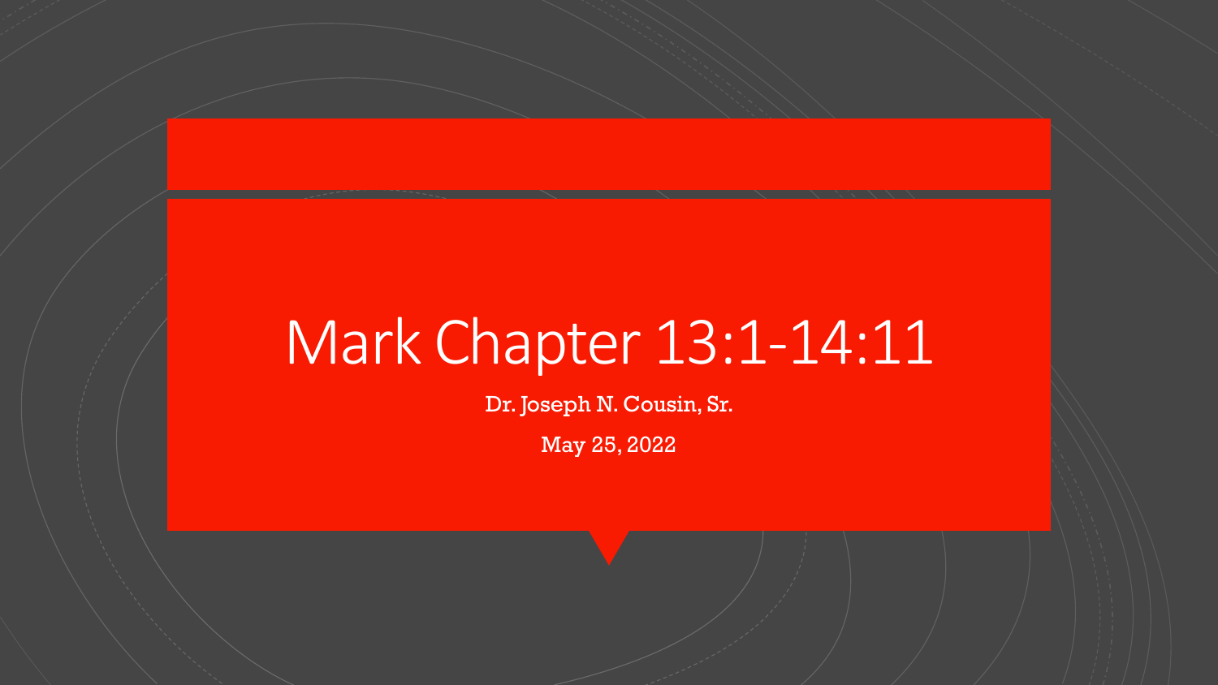# Mark Chapter 13:1-14:11

Dr. Joseph N. Cousin, Sr.

May 25, 2022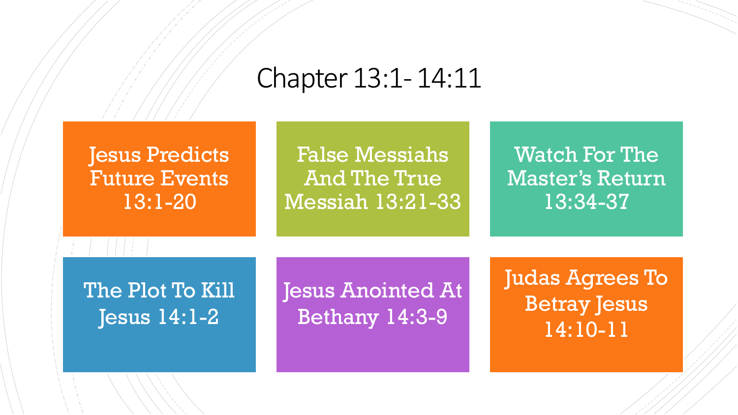# Chapter 13:1- 14:11

- Jesus Predicts Future Events 13:1-20
- False Messiahs And The True Messiah 13:21-33
- Watch For The Master's Return 13:34-37
- The Plot To Kill Jesus 14:1-2
- Jesus Anointed At Bethany 14:3-9
- Judas Agrees To Betray Jesus 14:10-11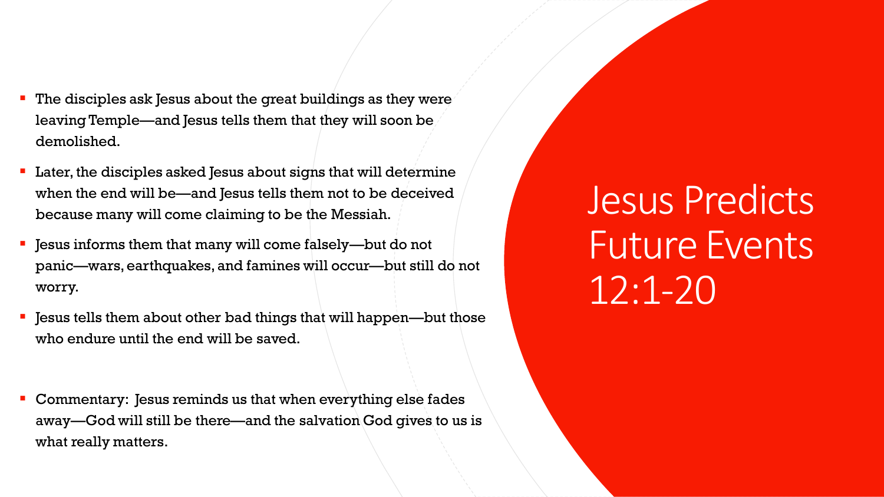# Jesus Predicts Future Events 12:1-20

- The disciples ask Jesus about the great buildings as they were leaving Temple—and Jesus tells them that they will soon be demolished.
- Later, the disciples asked Jesus about signs that will determine when the end will be—and Jesus tells them not to be deceived because many will come claiming to be the Messiah.
- Jesus informs them that many will come falsely—but do not panic—wars, earthquakes, and famines will occur—but still do not worry.
- Jesus tells them about other bad things that will happen—but those who endure until the end will be saved.
- Commentary: Jesus reminds us that when everything else fades away—God will still be there—and the salvation God gives to us is what really matters.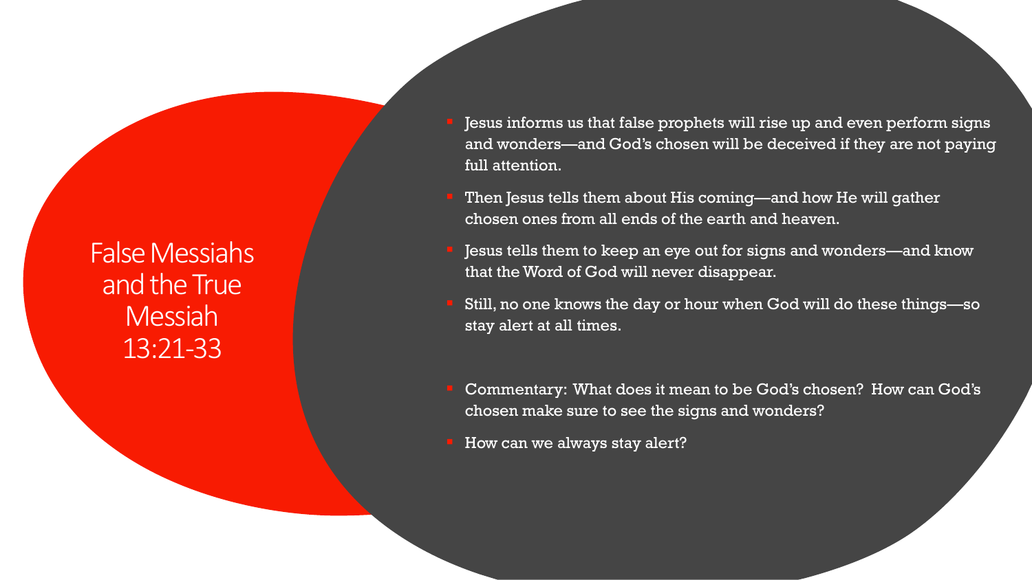# False Messiahs and the True Messiah 13:21-33

- Jesus informs us that false prophets will rise up and even perform signs and wonders—and God's chosen will be deceived if they are not paying full attention.
- Then Jesus tells them about His coming—and how He will gather chosen ones from all ends of the earth and heaven.
- Jesus tells them to keep an eye out for signs and wonders—and know that the Word of God will never disappear.
- Still, no one knows the day or hour when God will do these things—so stay alert at all times.

- Commentary: What does it mean to be God's chosen? How can God's chosen make sure to see the signs and wonders?
- How can we always stay alert?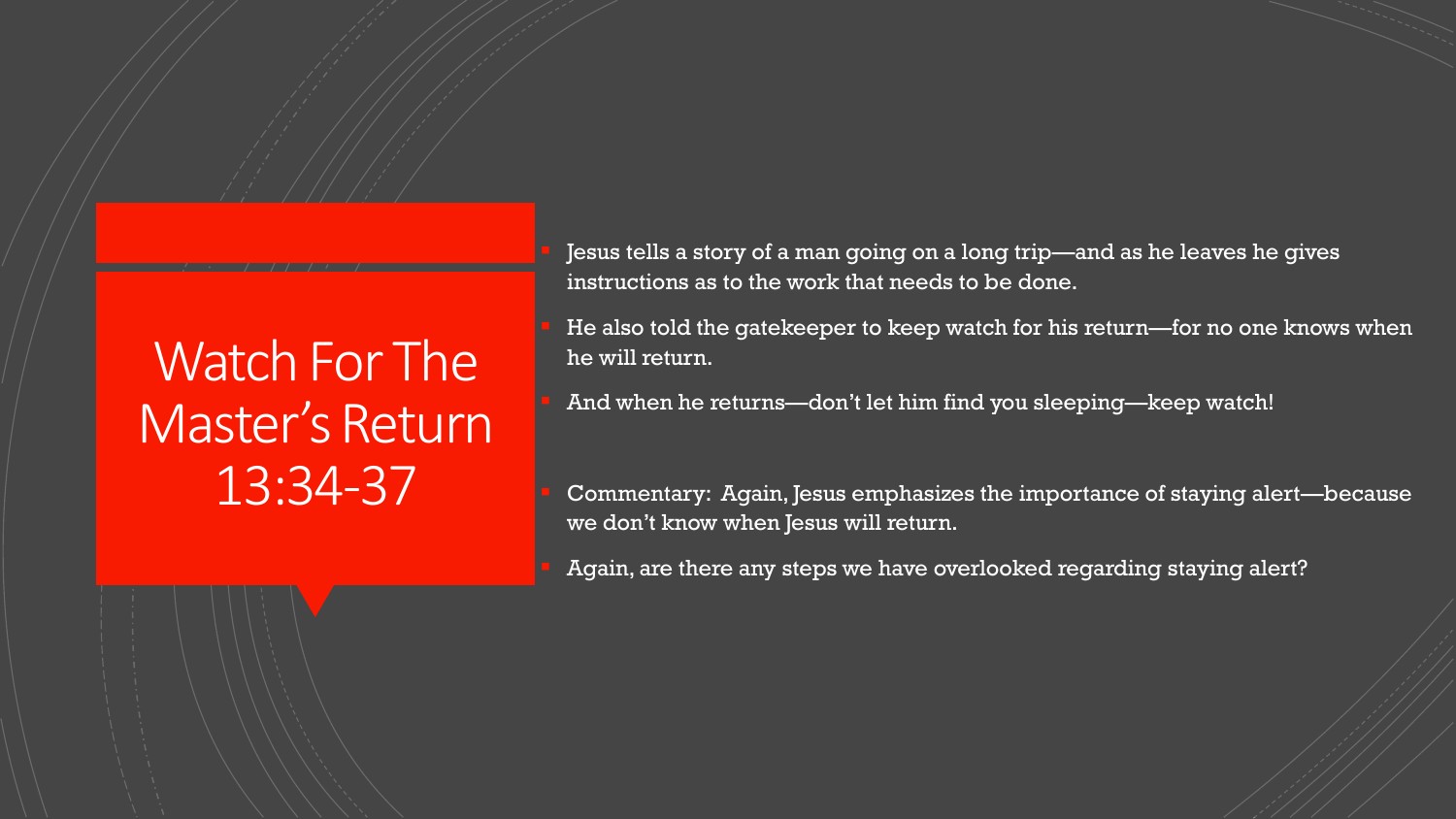# Watch For The Master's Return 13:34-37

- Jesus tells a story of a man going on a long trip—and as he leaves he gives instructions as to the work that needs to be done.
- He also told the gatekeeper to keep watch for his return—for no one knows when he will return.
- And when he returns—don't let him find you sleeping—keep watch!

- Commentary: Again, Jesus emphasizes the importance of staying alert—because we don't know when Jesus will return.
- Again, are there any steps we have overlooked regarding staying alert?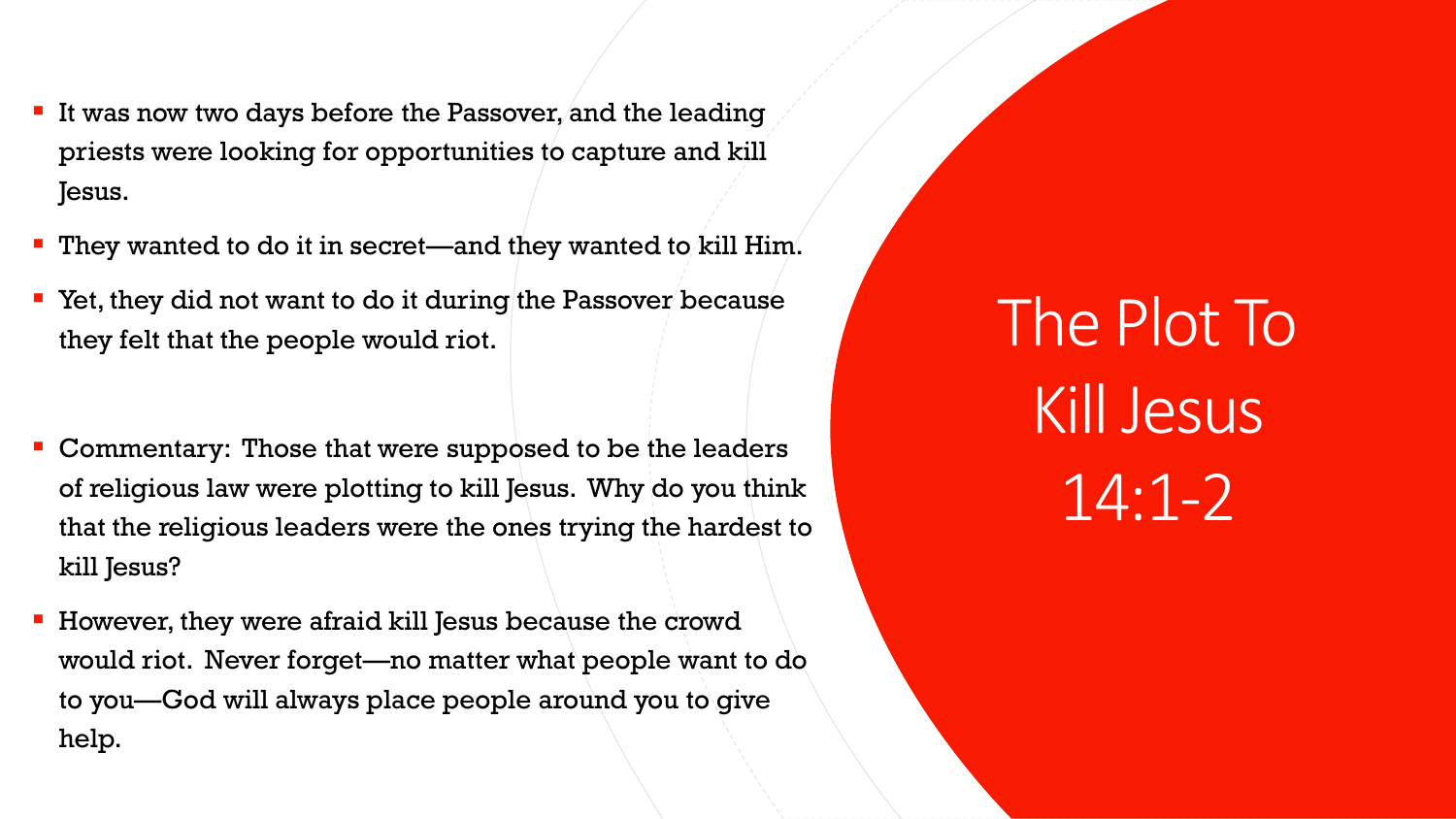# The Plot To Kill Jesus 14:1-2

- It was now two days before the Passover, and the leading priests were looking for opportunities to capture and kill Jesus.
- They wanted to do it in secret—and they wanted to kill Him.
- Yet, they did not want to do it during the Passover because they felt that the people would riot.

- Commentary: Those that were supposed to be the leaders of religious law were plotting to kill Jesus. Why do you think that the religious leaders were the ones trying the hardest to kill Jesus?
- However, they were afraid kill Jesus because the crowd would riot. Never forget—no matter what people want to do to you—God will always place people around you to give help.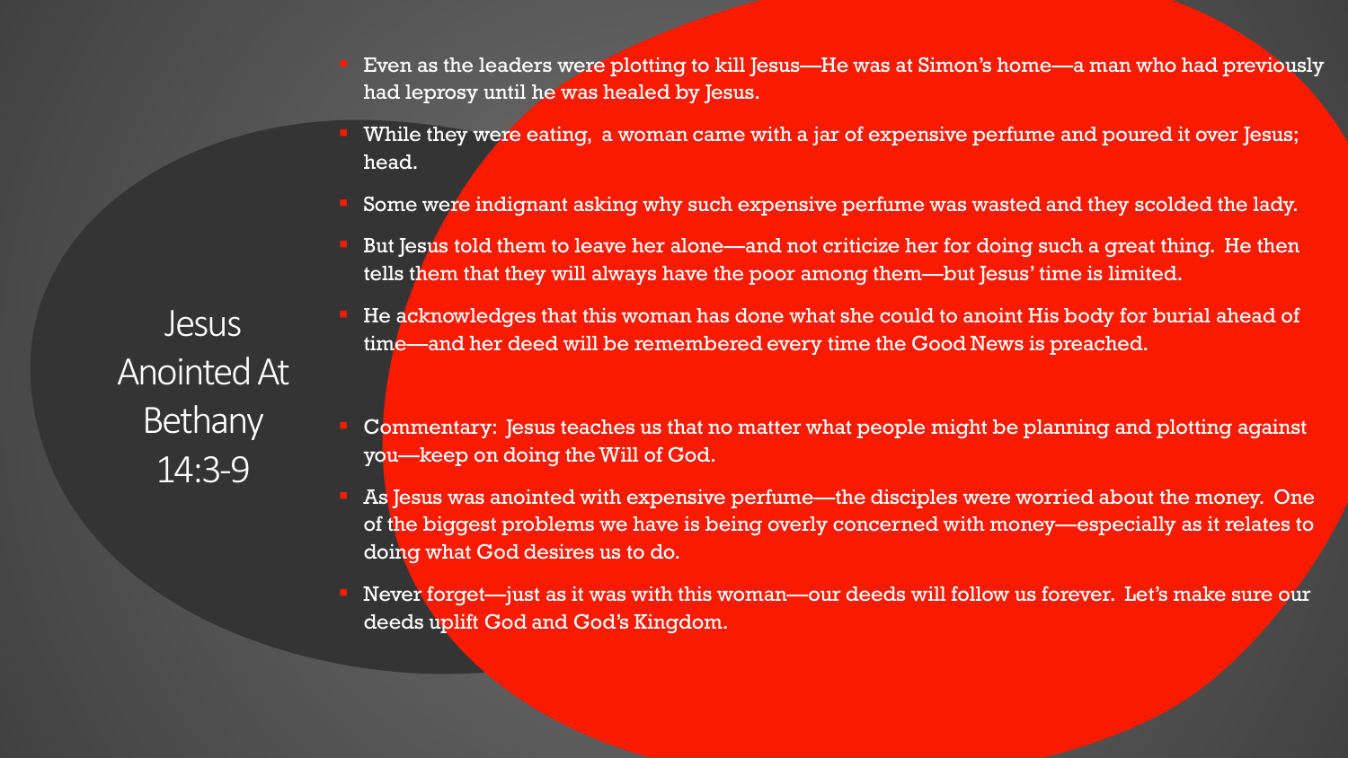# Jesus Anointed At Bethany 14:3-9

- Even as the leaders were plotting to kill Jesus—He was at Simon's home—a man who had previously had leprosy until he was healed by Jesus.
- While they were eating,  a woman came with a jar of expensive perfume and poured it over Jesus; head.
- Some were indignant asking why such expensive perfume was wasted and they scolded the lady.
- But Jesus told them to leave her alone—and not criticize her for doing such a great thing.  He then tells them that they will always have the poor among them—but Jesus' time is limited.
- He acknowledges that this woman has done what she could to anoint His body for burial ahead of time—and her deed will be remembered every time the Good News is preached.

- Commentary:  Jesus teaches us that no matter what people might be planning and plotting against you—keep on doing the Will of God.
- As Jesus was anointed with expensive perfume—the disciples were worried about the money.  One of the biggest problems we have is being overly concerned with money—especially as it relates to doing what God desires us to do.
- Never forget—just as it was with this woman—our deeds will follow us forever.  Let's make sure our deeds uplift God and God's Kingdom.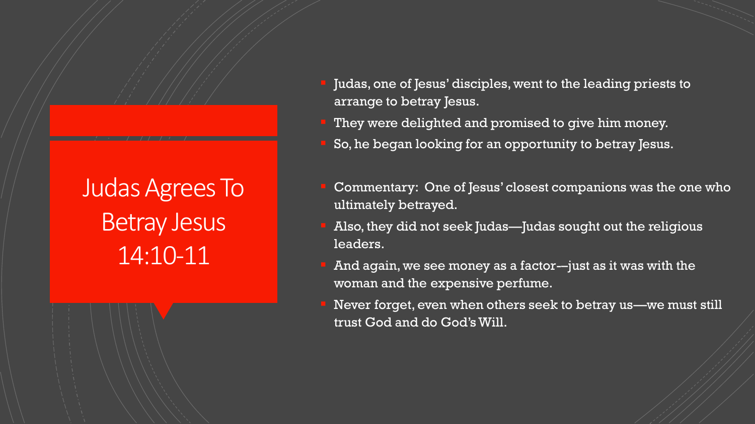# Judas Agrees To Betray Jesus 14:10-11

- Judas, one of Jesus' disciples, went to the leading priests to arrange to betray Jesus.
- They were delighted and promised to give him money.
- So, he began looking for an opportunity to betray Jesus.

- Commentary: One of Jesus' closest companions was the one who ultimately betrayed.
- Also, they did not seek Judas—Judas sought out the religious leaders.
- And again, we see money as a factor-–just as it was with the woman and the expensive perfume.
- Never forget, even when others seek to betray us—we must still trust God and do God's Will.